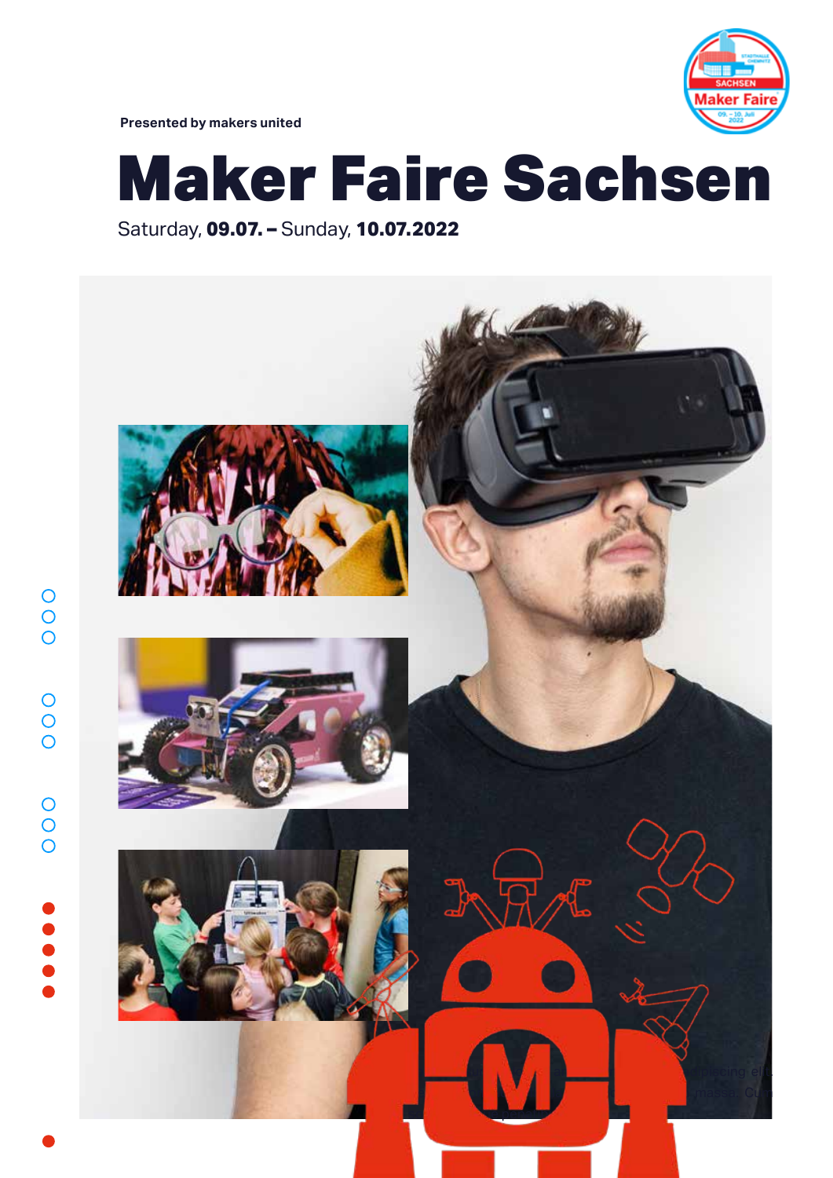Presented by makers united

# Maker Faire Sachsen

Saturday, **09.07. –** Sunday, **10.07.2022**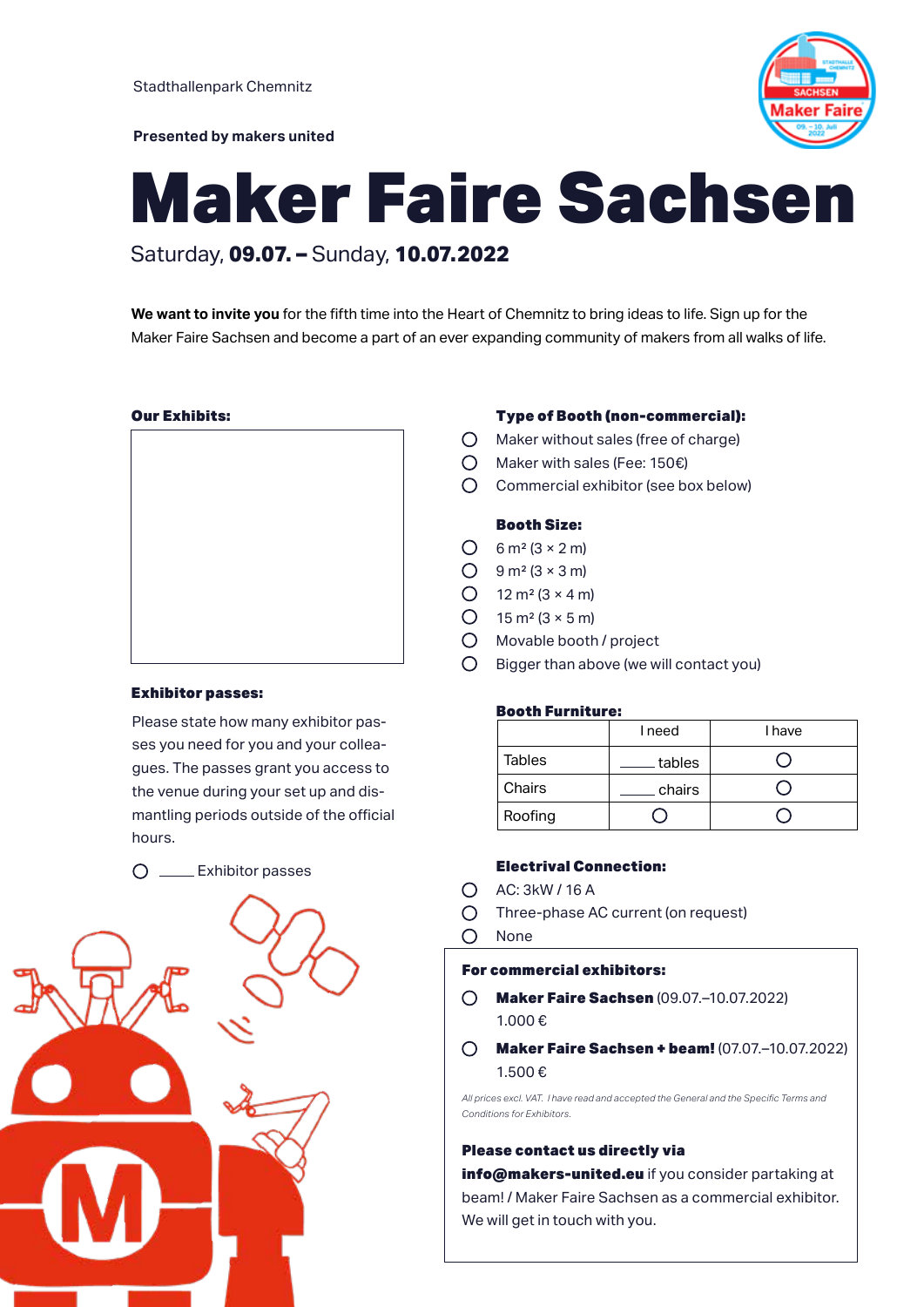Stadthallenpark Chemnitz

**Presented by makers united**

# Maker Faire Sachsen

Saturday, **09.07. –** Sunday, **10.07.2022**

**We want to invite you** for the fifth time into the Heart of Chemnitz to bring ideas to life. Sign up for the Maker Faire Sachsen and become a part of an ever expanding community of makers from all walks of life.

**Our Exhibits:**

**Exhibitor passes:**

Please state how many exhibitor passes you need for you and your colleagues. The passes grant you access to the venue during your set up and dismantling periods outside of the official hours.

○ _____ Exhibitor passes

**Type of Booth (non-commercial):**

- ○ Maker without sales (free of charge)
- ○ Maker with sales (Fee: 150€)
- ○ Commercial exhibitor (see box below)

**Booth Size:**

- ○ 6 m² (3 × 2 m)
- ○ 9 m² (3 × 3 m)
- ○ 12 m² (3 × 4 m)
- ○ 15 m² (3 × 5 m)
- ○ Movable booth / project
- ○ Bigger than above (we will contact you)

**Booth Furniture:**

| | I need | I have |
|---|---|---|
| Tables | _____ tables | ○ |
| Chairs | _____ chairs | ○ |
| Roofing | ○ | ○ |

**Electrival Connection:**

- ○ AC: 3kW / 16 A
- ○ Three-phase AC current (on request)
- ○ None

**For commercial exhibitors:**

○ **Maker Faire Sachsen** (09.07.–10.07.2022)
1.000 €

○ **Maker Faire Sachsen + beam!** (07.07.–10.07.2022)
1.500 €

*All prices excl. VAT. I have read and accepted the General and the Specific Terms and Conditions for Exhibitors.*

**Please contact us directly via**
**info@makers-united.eu** if you consider partaking at beam! / Maker Faire Sachsen as a commercial exhibitor. We will get in touch with you.